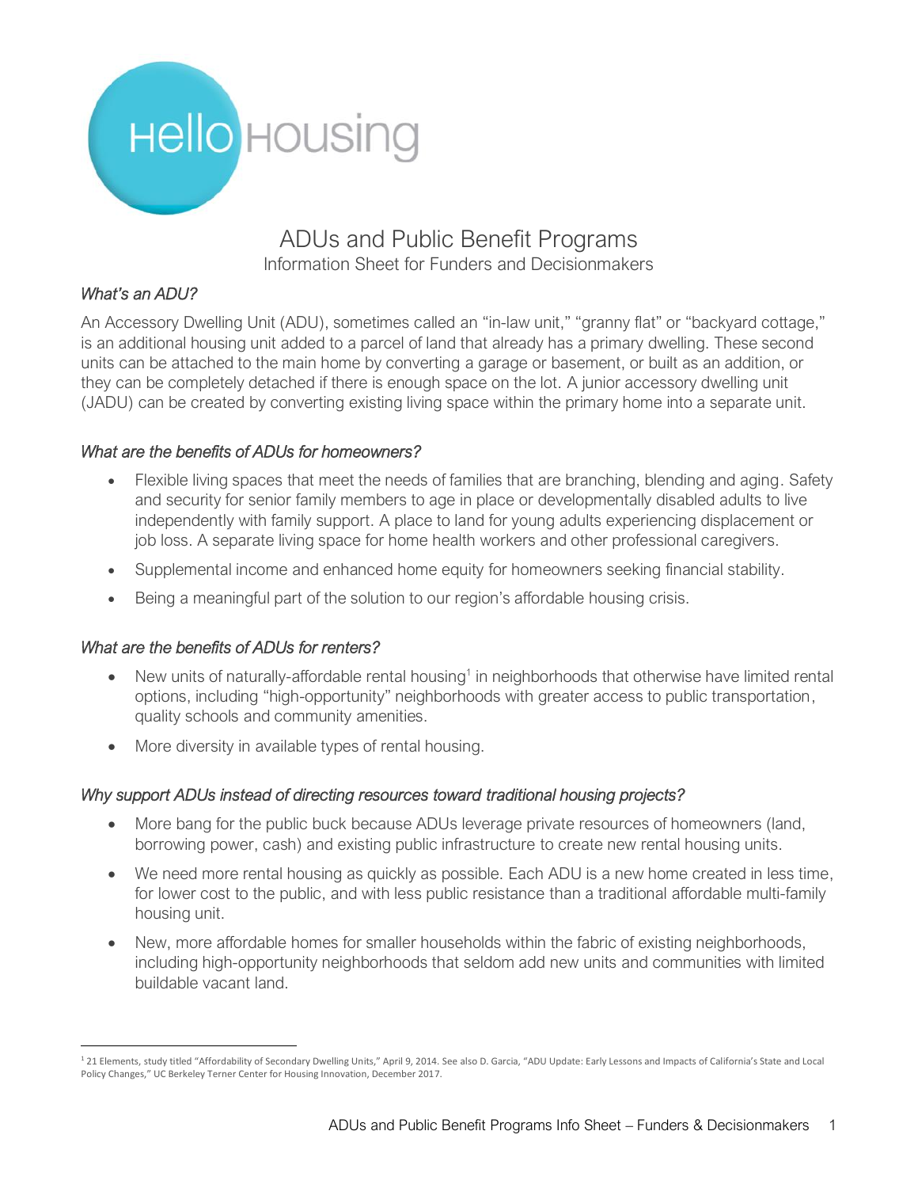Hello Housing

# ADUs and Public Benefit Programs

Information Sheet for Funders and Decisionmakers

### *What's an ADU?*

An Accessory Dwelling Unit (ADU), sometimes called an "in-law unit," "granny flat" or "backyard cottage," is an additional housing unit added to a parcel of land that already has a primary dwelling. These second units can be attached to the main home by converting a garage or basement, or built as an addition, or they can be completely detached if there is enough space on the lot. A junior accessory dwelling unit (JADU) can be created by converting existing living space within the primary home into a separate unit.

### *What are the benefits of ADUs for homeowners?*

- Flexible living spaces that meet the needs of families that are branching, blending and aging. Safety and security for senior family members to age in place or developmentally disabled adults to live independently with family support. A place to land for young adults experiencing displacement or job loss. A separate living space for home health workers and other professional caregivers.
- Supplemental income and enhanced home equity for homeowners seeking financial stability.
- Being a meaningful part of the solution to our region's affordable housing crisis.

### *What are the benefits of ADUs for renters?*

- New units of naturally-affordable rental housing[1] in neighborhoods that otherwise have limited rental options, including "high-opportunity" neighborhoods with greater access to public transportation, quality schools and community amenities.
- More diversity in available types of rental housing.

### *Why support ADUs instead of directing resources toward traditional housing projects?*

- More bang for the public buck because ADUs leverage private resources of homeowners (land, borrowing power, cash) and existing public infrastructure to create new rental housing units.
- We need more rental housing as quickly as possible. Each ADU is a new home created in less time, for lower cost to the public, and with less public resistance than a traditional affordable multi-family housing unit.
- New, more affordable homes for smaller households within the fabric of existing neighborhoods, including high-opportunity neighborhoods that seldom add new units and communities with limited buildable vacant land.

---

[1] 21 Elements, study titled "Affordability of Secondary Dwelling Units," April 9, 2014. See also D. Garcia, "ADU Update: Early Lessons and Impacts of California's State and Local Policy Changes," UC Berkeley Terner Center for Housing Innovation, December 2017.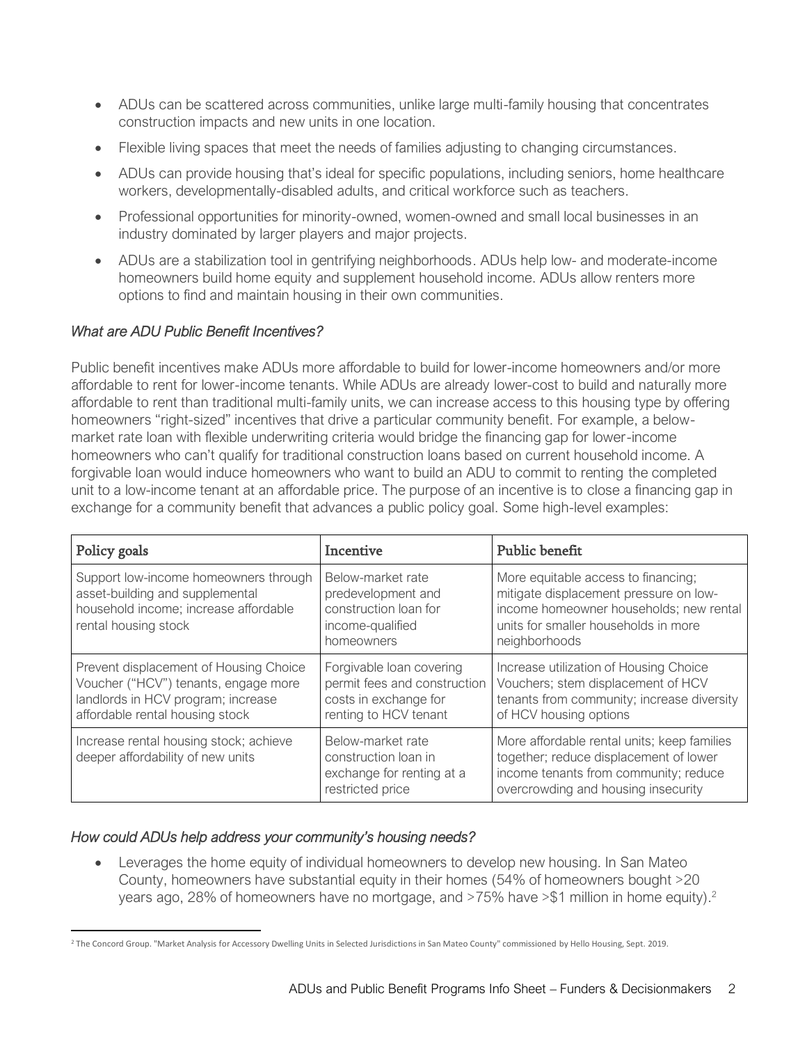- ADUs can be scattered across communities, unlike large multi-family housing that concentrates construction impacts and new units in one location.
- Flexible living spaces that meet the needs of families adjusting to changing circumstances.
- ADUs can provide housing that's ideal for specific populations, including seniors, home healthcare workers, developmentally-disabled adults, and critical workforce such as teachers.
- Professional opportunities for minority-owned, women-owned and small local businesses in an industry dominated by larger players and major projects.
- ADUs are a stabilization tool in gentrifying neighborhoods. ADUs help low- and moderate-income homeowners build home equity and supplement household income. ADUs allow renters more options to find and maintain housing in their own communities.

*What are ADU Public Benefit Incentives?*

Public benefit incentives make ADUs more affordable to build for lower-income homeowners and/or more affordable to rent for lower-income tenants. While ADUs are already lower-cost to build and naturally more affordable to rent than traditional multi-family units, we can increase access to this housing type by offering homeowners "right-sized" incentives that drive a particular community benefit. For example, a below-market rate loan with flexible underwriting criteria would bridge the financing gap for lower-income homeowners who can't qualify for traditional construction loans based on current household income. A forgivable loan would induce homeowners who want to build an ADU to commit to renting the completed unit to a low-income tenant at an affordable price. The purpose of an incentive is to close a financing gap in exchange for a community benefit that advances a public policy goal. Some high-level examples:

| Policy goals | Incentive | Public benefit |
|---|---|---|
| Support low-income homeowners through asset-building and supplemental household income; increase affordable rental housing stock | Below-market rate predevelopment and construction loan for income-qualified homeowners | More equitable access to financing; mitigate displacement pressure on low-income homeowner households; new rental units for smaller households in more neighborhoods |
| Prevent displacement of Housing Choice Voucher ("HCV") tenants, engage more landlords in HCV program; increase affordable rental housing stock | Forgivable loan covering permit fees and construction costs in exchange for renting to HCV tenant | Increase utilization of Housing Choice Vouchers; stem displacement of HCV tenants from community; increase diversity of HCV housing options |
| Increase rental housing stock; achieve deeper affordability of new units | Below-market rate construction loan in exchange for renting at a restricted price | More affordable rental units; keep families together; reduce displacement of lower income tenants from community; reduce overcrowding and housing insecurity |

*How could ADUs help address your community's housing needs?*

- Leverages the home equity of individual homeowners to develop new housing. In San Mateo County, homeowners have substantial equity in their homes (54% of homeowners bought >20 years ago, 28% of homeowners have no mortgage, and >75% have >$1 million in home equity).[2]

[2] The Concord Group. "Market Analysis for Accessory Dwelling Units in Selected Jurisdictions in San Mateo County" commissioned by Hello Housing, Sept. 2019.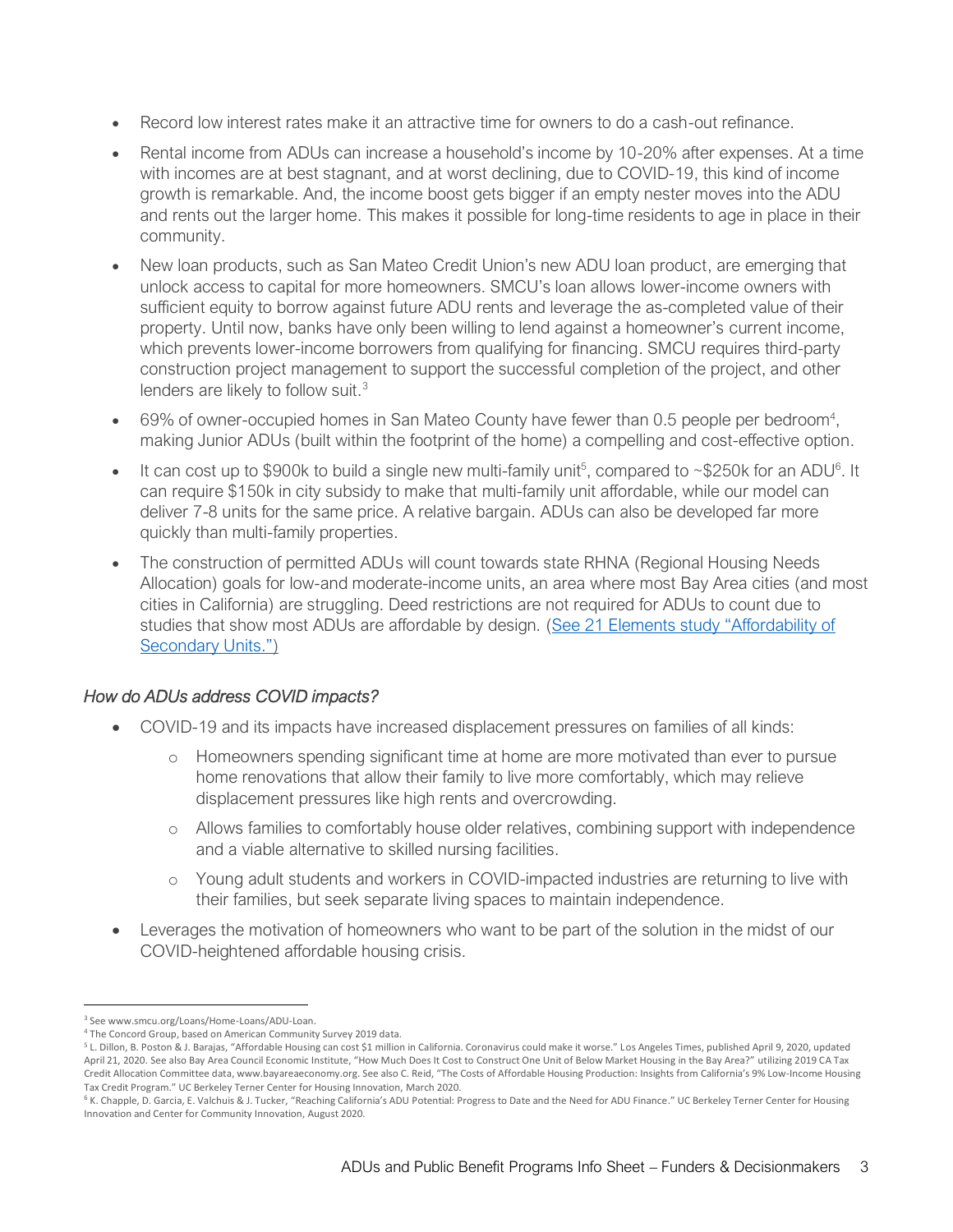- Record low interest rates make it an attractive time for owners to do a cash-out refinance.
- Rental income from ADUs can increase a household's income by 10-20% after expenses. At a time with incomes are at best stagnant, and at worst declining, due to COVID-19, this kind of income growth is remarkable. And, the income boost gets bigger if an empty nester moves into the ADU and rents out the larger home. This makes it possible for long-time residents to age in place in their community.
- New loan products, such as San Mateo Credit Union's new ADU loan product, are emerging that unlock access to capital for more homeowners. SMCU's loan allows lower-income owners with sufficient equity to borrow against future ADU rents and leverage the as-completed value of their property. Until now, banks have only been willing to lend against a homeowner's current income, which prevents lower-income borrowers from qualifying for financing. SMCU requires third-party construction project management to support the successful completion of the project, and other lenders are likely to follow suit.[3]
- 69% of owner-occupied homes in San Mateo County have fewer than 0.5 people per bedroom[4], making Junior ADUs (built within the footprint of the home) a compelling and cost-effective option.
- It can cost up to $900k to build a single new multi-family unit[5], compared to ~$250k for an ADU[6]. It can require $150k in city subsidy to make that multi-family unit affordable, while our model can deliver 7-8 units for the same price. A relative bargain. ADUs can also be developed far more quickly than multi-family properties.
- The construction of permitted ADUs will count towards state RHNA (Regional Housing Needs Allocation) goals for low-and moderate-income units, an area where most Bay Area cities (and most cities in California) are struggling. Deed restrictions are not required for ADUs to count due to studies that show most ADUs are affordable by design. (See 21 Elements study "Affordability of Secondary Units.")

### *How do ADUs address COVID impacts?*

- COVID-19 and its impacts have increased displacement pressures on families of all kinds:
  - Homeowners spending significant time at home are more motivated than ever to pursue home renovations that allow their family to live more comfortably, which may relieve displacement pressures like high rents and overcrowding.
  - Allows families to comfortably house older relatives, combining support with independence and a viable alternative to skilled nursing facilities.
  - Young adult students and workers in COVID-impacted industries are returning to live with their families, but seek separate living spaces to maintain independence.
- Leverages the motivation of homeowners who want to be part of the solution in the midst of our COVID-heightened affordable housing crisis.

---

[3] See www.smcu.org/Loans/Home-Loans/ADU-Loan.

[4] The Concord Group, based on American Community Survey 2019 data.

[5] L. Dillon, B. Poston & J. Barajas, "Affordable Housing can cost $1 million in California. Coronavirus could make it worse." Los Angeles Times, published April 9, 2020, updated April 21, 2020. See also Bay Area Council Economic Institute, "How Much Does It Cost to Construct One Unit of Below Market Housing in the Bay Area?" utilizing 2019 CA Tax Credit Allocation Committee data, www.bayareaeconomy.org. See also C. Reid, "The Costs of Affordable Housing Production: Insights from California's 9% Low-Income Housing Tax Credit Program." UC Berkeley Terner Center for Housing Innovation, March 2020.

[6] K. Chapple, D. Garcia, E. Valchuis & J. Tucker, "Reaching California's ADU Potential: Progress to Date and the Need for ADU Finance." UC Berkeley Terner Center for Housing Innovation and Center for Community Innovation, August 2020.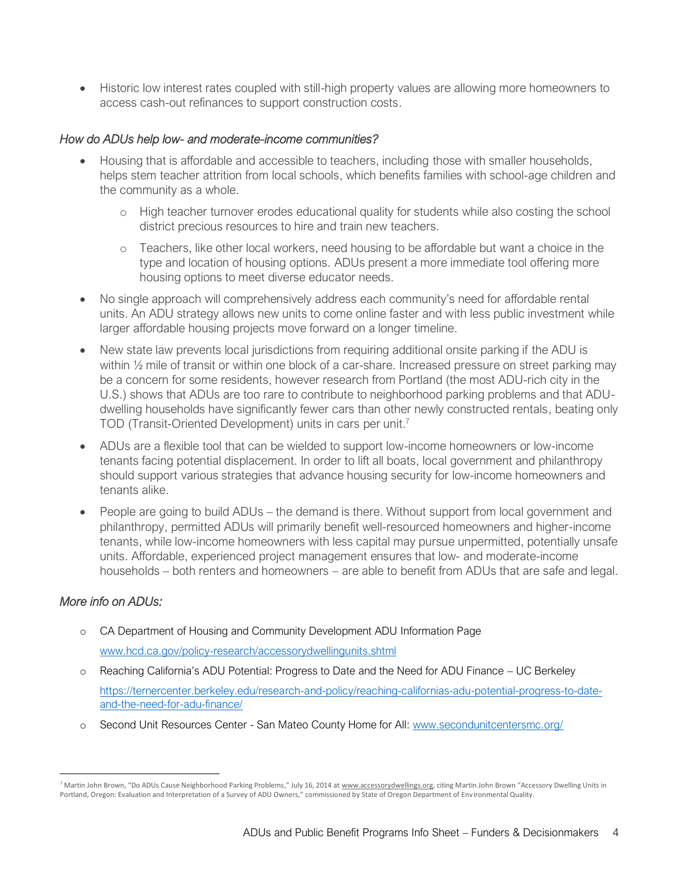- Historic low interest rates coupled with still-high property values are allowing more homeowners to access cash-out refinances to support construction costs.

*How do ADUs help low- and moderate-income communities?*

- Housing that is affordable and accessible to teachers, including those with smaller households, helps stem teacher attrition from local schools, which benefits families with school-age children and the community as a whole.
    - High teacher turnover erodes educational quality for students while also costing the school district precious resources to hire and train new teachers.
    - Teachers, like other local workers, need housing to be affordable but want a choice in the type and location of housing options. ADUs present a more immediate tool offering more housing options to meet diverse educator needs.
- No single approach will comprehensively address each community's need for affordable rental units. An ADU strategy allows new units to come online faster and with less public investment while larger affordable housing projects move forward on a longer timeline.
- New state law prevents local jurisdictions from requiring additional onsite parking if the ADU is within ½ mile of transit or within one block of a car-share. Increased pressure on street parking may be a concern for some residents, however research from Portland (the most ADU-rich city in the U.S.) shows that ADUs are too rare to contribute to neighborhood parking problems and that ADU-dwelling households have significantly fewer cars than other newly constructed rentals, beating only TOD (Transit-Oriented Development) units in cars per unit.[7]
- ADUs are a flexible tool that can be wielded to support low-income homeowners or low-income tenants facing potential displacement. In order to lift all boats, local government and philanthropy should support various strategies that advance housing security for low-income homeowners and tenants alike.
- People are going to build ADUs – the demand is there. Without support from local government and philanthropy, permitted ADUs will primarily benefit well-resourced homeowners and higher-income tenants, while low-income homeowners with less capital may pursue unpermitted, potentially unsafe units. Affordable, experienced project management ensures that low- and moderate-income households – both renters and homeowners – are able to benefit from ADUs that are safe and legal.

*More info on ADUs:*

- CA Department of Housing and Community Development ADU Information Page
  www.hcd.ca.gov/policy-research/accessorydwellingunits.shtml
- Reaching California's ADU Potential: Progress to Date and the Need for ADU Finance – UC Berkeley
  https://ternercenter.berkeley.edu/research-and-policy/reaching-californias-adu-potential-progress-to-date-and-the-need-for-adu-finance/
- Second Unit Resources Center - San Mateo County Home for All: www.secondunitcentersmc.org/

[7] Martin John Brown, "Do ADUs Cause Neighborhood Parking Problems," July 16, 2014 at www.accessorydwellings.org, citing Martin John Brown "Accessory Dwelling Units in Portland, Oregon: Evaluation and Interpretation of a Survey of ADU Owners," commissioned by State of Oregon Department of Environmental Quality.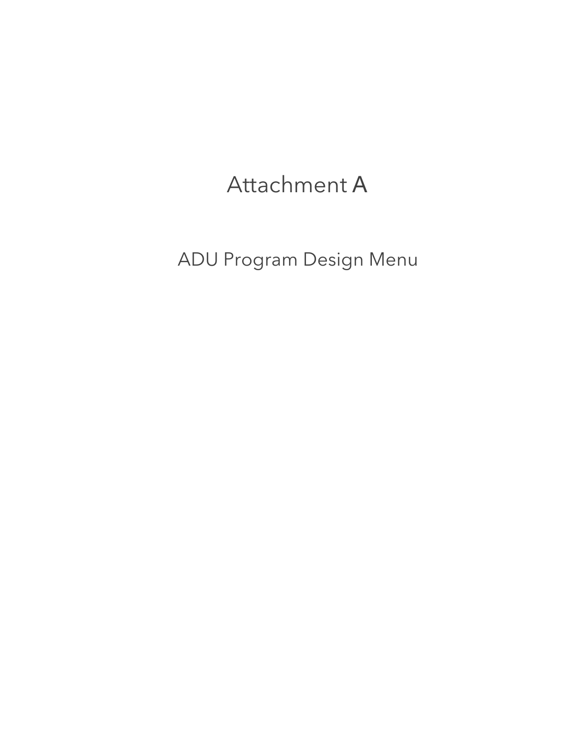# Attachment A

## ADU Program Design Menu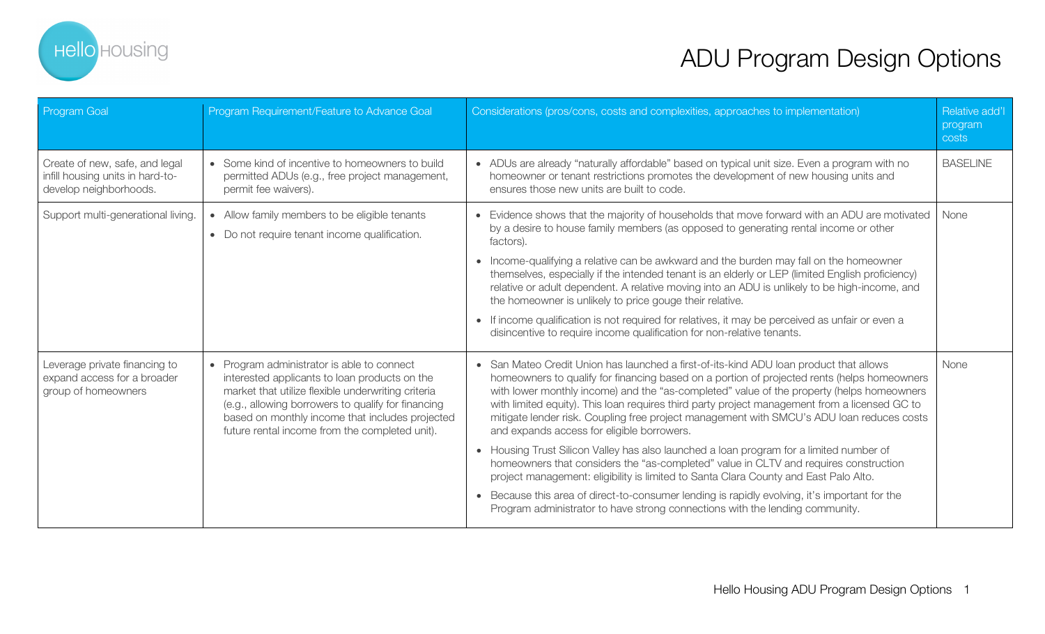# ADU Program Design Options

| Program Goal | Program Requirement/Feature to Advance Goal | Considerations (pros/cons, costs and complexities, approaches to implementation) | Relative add'l program costs |
|---|---|---|---|
| Create of new, safe, and legal infill housing units in hard-to-develop neighborhoods. | • Some kind of incentive to homeowners to build permitted ADUs (e.g., free project management, permit fee waivers). | • ADUs are already "naturally affordable" based on typical unit size. Even a program with no homeowner or tenant restrictions promotes the development of new housing units and ensures those new units are built to code. | BASELINE |
| Support multi-generational living. | • Allow family members to be eligible tenants<br>• Do not require tenant income qualification. | • Evidence shows that the majority of households that move forward with an ADU are motivated by a desire to house family members (as opposed to generating rental income or other factors).<br>• Income-qualifying a relative can be awkward and the burden may fall on the homeowner themselves, especially if the intended tenant is an elderly or LEP (limited English proficiency) relative or adult dependent. A relative moving into an ADU is unlikely to be high-income, and the homeowner is unlikely to price gouge their relative.<br>• If income qualification is not required for relatives, it may be perceived as unfair or even a disincentive to require income qualification for non-relative tenants. | None |
| Leverage private financing to expand access for a broader group of homeowners | • Program administrator is able to connect interested applicants to loan products on the market that utilize flexible underwriting criteria (e.g., allowing borrowers to qualify for financing based on monthly income that includes projected future rental income from the completed unit). | • San Mateo Credit Union has launched a first-of-its-kind ADU loan product that allows homeowners to qualify for financing based on a portion of projected rents (helps homeowners with lower monthly income) and the "as-completed" value of the property (helps homeowners with limited equity). This loan requires third party project management from a licensed GC to mitigate lender risk. Coupling free project management with SMCU's ADU loan reduces costs and expands access for eligible borrowers.<br>• Housing Trust Silicon Valley has also launched a loan program for a limited number of homeowners that considers the "as-completed" value in CLTV and requires construction project management: eligibility is limited to Santa Clara County and East Palo Alto.<br>• Because this area of direct-to-consumer lending is rapidly evolving, it's important for the Program administrator to have strong connections with the lending community. | None |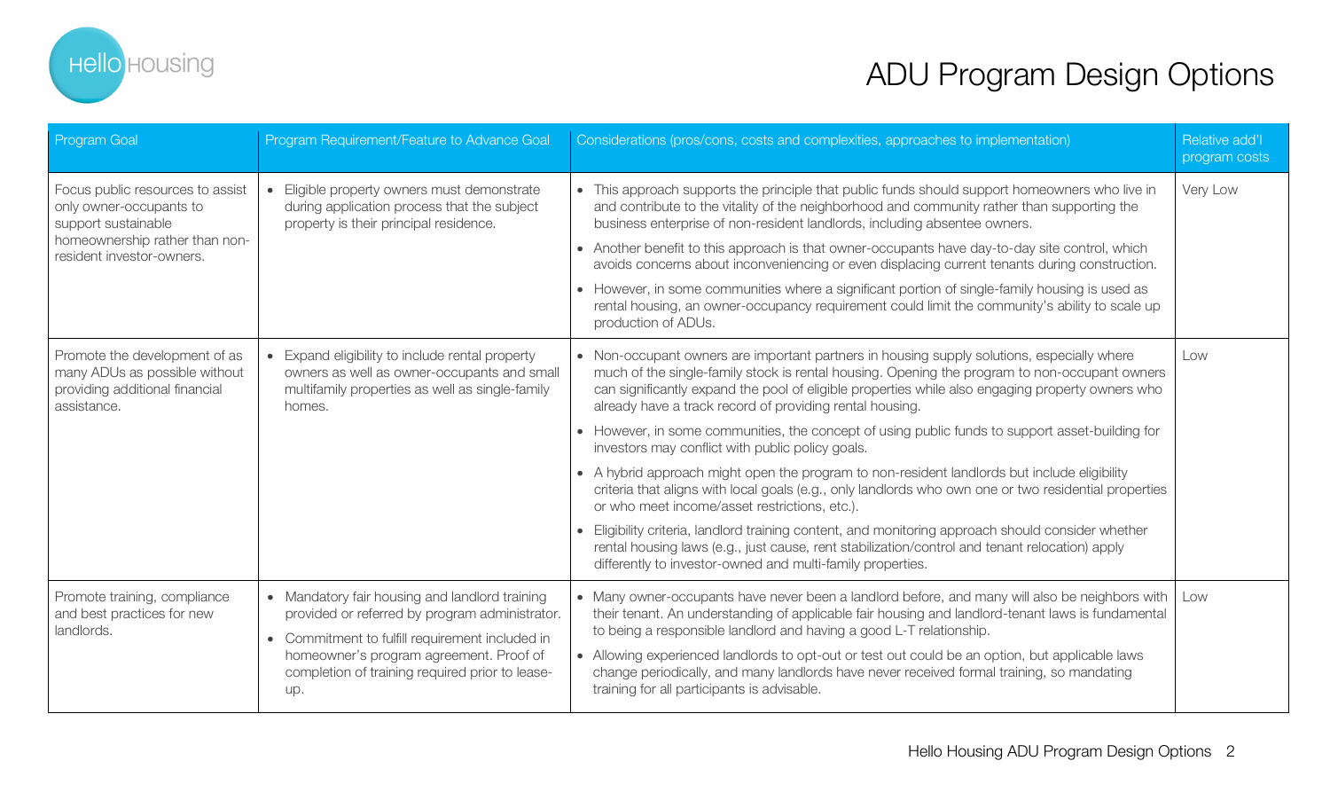# ADU Program Design Options

| Program Goal | Program Requirement/Feature to Advance Goal | Considerations (pros/cons, costs and complexities, approaches to implementation) | Relative add'l program costs |
|---|---|---|---|
| Focus public resources to assist only owner-occupants to support sustainable homeownership rather than non-resident investor-owners. | • Eligible property owners must demonstrate during application process that the subject property is their principal residence. | • This approach supports the principle that public funds should support homeowners who live in and contribute to the vitality of the neighborhood and community rather than supporting the business enterprise of non-resident landlords, including absentee owners.<br>• Another benefit to this approach is that owner-occupants have day-to-day site control, which avoids concerns about inconveniencing or even displacing current tenants during construction.<br>• However, in some communities where a significant portion of single-family housing is used as rental housing, an owner-occupancy requirement could limit the community's ability to scale up production of ADUs. | Very Low |
| Promote the development of as many ADUs as possible without providing additional financial assistance. | • Expand eligibility to include rental property owners as well as owner-occupants and small multifamily properties as well as single-family homes. | • Non-occupant owners are important partners in housing supply solutions, especially where much of the single-family stock is rental housing. Opening the program to non-occupant owners can significantly expand the pool of eligible properties while also engaging property owners who already have a track record of providing rental housing.<br>• However, in some communities, the concept of using public funds to support asset-building for investors may conflict with public policy goals.<br>• A hybrid approach might open the program to non-resident landlords but include eligibility criteria that aligns with local goals (e.g., only landlords who own one or two residential properties or who meet income/asset restrictions, etc.).<br>• Eligibility criteria, landlord training content, and monitoring approach should consider whether rental housing laws (e.g., just cause, rent stabilization/control and tenant relocation) apply differently to investor-owned and multi-family properties. | Low |
| Promote training, compliance and best practices for new landlords. | • Mandatory fair housing and landlord training provided or referred by program administrator.<br>• Commitment to fulfill requirement included in homeowner's program agreement. Proof of completion of training required prior to lease-up. | • Many owner-occupants have never been a landlord before, and many will also be neighbors with their tenant. An understanding of applicable fair housing and landlord-tenant laws is fundamental to being a responsible landlord and having a good L-T relationship.<br>• Allowing experienced landlords to opt-out or test out could be an option, but applicable laws change periodically, and many landlords have never received formal training, so mandating training for all participants is advisable. | Low |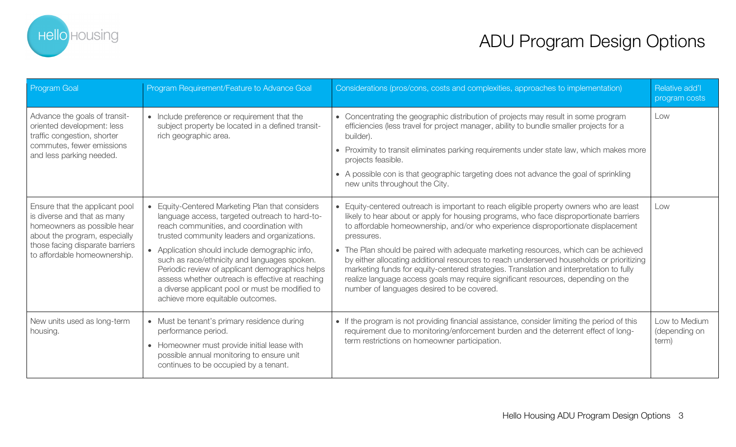# ADU Program Design Options

| Program Goal | Program Requirement/Feature to Advance Goal | Considerations (pros/cons, costs and complexities, approaches to implementation) | Relative add'l program costs |
|---|---|---|---|
| Advance the goals of transit-oriented development: less traffic congestion, shorter commutes, fewer emissions and less parking needed. | • Include preference or requirement that the subject property be located in a defined transit-rich geographic area. | • Concentrating the geographic distribution of projects may result in some program efficiencies (less travel for project manager, ability to bundle smaller projects for a builder).<br>• Proximity to transit eliminates parking requirements under state law, which makes more projects feasible.<br>• A possible con is that geographic targeting does not advance the goal of sprinkling new units throughout the City. | Low |
| Ensure that the applicant pool is diverse and that as many homeowners as possible hear about the program, especially those facing disparate barriers to affordable homeownership. | • Equity-Centered Marketing Plan that considers language access, targeted outreach to hard-to-reach communities, and coordination with trusted community leaders and organizations.<br>• Application should include demographic info, such as race/ethnicity and languages spoken. Periodic review of applicant demographics helps assess whether outreach is effective at reaching a diverse applicant pool or must be modified to achieve more equitable outcomes. | • Equity-centered outreach is important to reach eligible property owners who are least likely to hear about or apply for housing programs, who face disproportionate barriers to affordable homeownership, and/or who experience disproportionate displacement pressures.<br>• The Plan should be paired with adequate marketing resources, which can be achieved by either allocating additional resources to reach underserved households or prioritizing marketing funds for equity-centered strategies. Translation and interpretation to fully realize language access goals may require significant resources, depending on the number of languages desired to be covered. | Low |
| New units used as long-term housing. | • Must be tenant's primary residence during performance period.<br>• Homeowner must provide initial lease with possible annual monitoring to ensure unit continues to be occupied by a tenant. | • If the program is not providing financial assistance, consider limiting the period of this requirement due to monitoring/enforcement burden and the deterrent effect of long-term restrictions on homeowner participation. | Low to Medium (depending on term) |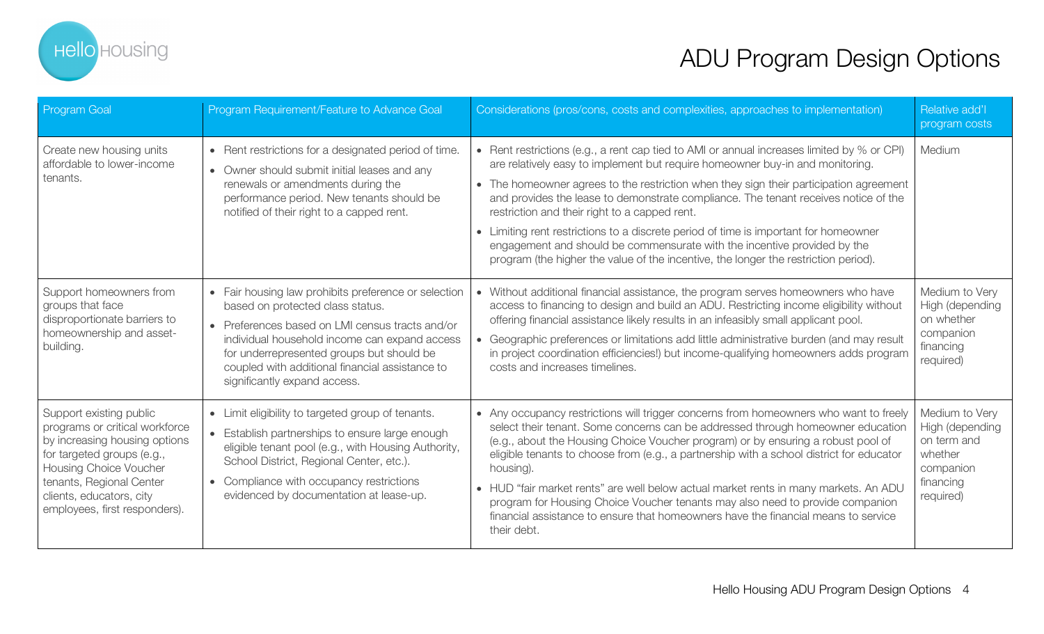# ADU Program Design Options

| Program Goal | Program Requirement/Feature to Advance Goal | Considerations (pros/cons, costs and complexities, approaches to implementation) | Relative add'l program costs |
|---|---|---|---|
| Create new housing units affordable to lower-income tenants. | • Rent restrictions for a designated period of time.<br>• Owner should submit initial leases and any renewals or amendments during the performance period. New tenants should be notified of their right to a capped rent. | • Rent restrictions (e.g., a rent cap tied to AMI or annual increases limited by % or CPI) are relatively easy to implement but require homeowner buy-in and monitoring.<br>• The homeowner agrees to the restriction when they sign their participation agreement and provides the lease to demonstrate compliance. The tenant receives notice of the restriction and their right to a capped rent.<br>• Limiting rent restrictions to a discrete period of time is important for homeowner engagement and should be commensurate with the incentive provided by the program (the higher the value of the incentive, the longer the restriction period). | Medium |
| Support homeowners from groups that face disproportionate barriers to homeownership and asset-building. | • Fair housing law prohibits preference or selection based on protected class status.<br>• Preferences based on LMI census tracts and/or individual household income can expand access for underrepresented groups but should be coupled with additional financial assistance to significantly expand access. | • Without additional financial assistance, the program serves homeowners who have access to financing to design and build an ADU. Restricting income eligibility without offering financial assistance likely results in an infeasibly small applicant pool.<br>• Geographic preferences or limitations add little administrative burden (and may result in project coordination efficiencies!) but income-qualifying homeowners adds program costs and increases timelines. | Medium to Very High (depending on whether companion financing required) |
| Support existing public programs or critical workforce by increasing housing options for targeted groups (e.g., Housing Choice Voucher tenants, Regional Center clients, educators, city employees, first responders). | • Limit eligibility to targeted group of tenants.<br>• Establish partnerships to ensure large enough eligible tenant pool (e.g., with Housing Authority, School District, Regional Center, etc.).<br>• Compliance with occupancy restrictions evidenced by documentation at lease-up. | • Any occupancy restrictions will trigger concerns from homeowners who want to freely select their tenant. Some concerns can be addressed through homeowner education (e.g., about the Housing Choice Voucher program) or by ensuring a robust pool of eligible tenants to choose from (e.g., a partnership with a school district for educator housing).<br>• HUD "fair market rents" are well below actual market rents in many markets. An ADU program for Housing Choice Voucher tenants may also need to provide companion financial assistance to ensure that homeowners have the financial means to service their debt. | Medium to Very High (depending on term and whether companion financing required) |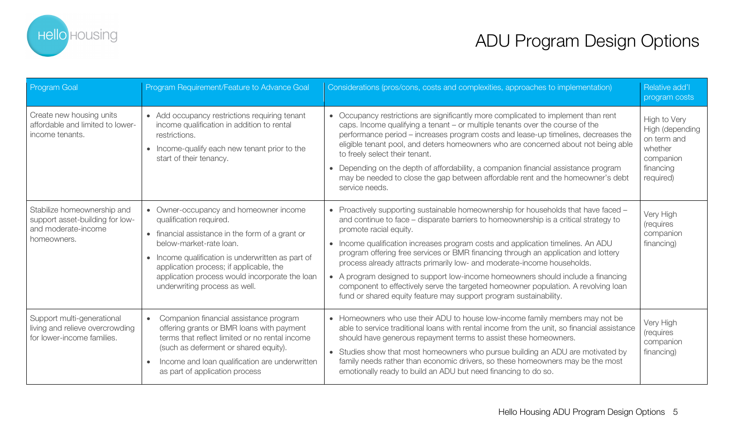# ADD Program Design Options

| Program Goal | Program Requirement/Feature to Advance Goal | Considerations (pros/cons, costs and complexities, approaches to implementation) | Relative add'l program costs |
|---|---|---|---|
| Create new housing units affordable and limited to lower-income tenants. | • Add occupancy restrictions requiring tenant income qualification in addition to rental restrictions.<br>• Income-qualify each new tenant prior to the start of their tenancy. | • Occupancy restrictions are significantly more complicated to implement than rent caps. Income qualifying a tenant – or multiple tenants over the course of the performance period – increases program costs and lease-up timelines, decreases the eligible tenant pool, and deters homeowners who are concerned about not being able to freely select their tenant.<br>• Depending on the depth of affordability, a companion financial assistance program may be needed to close the gap between affordable rent and the homeowner's debt service needs. | High to Very High (depending on term and whether companion financing required) |
| Stabilize homeownership and support asset-building for low- and moderate-income homeowners. | • Owner-occupancy and homeowner income qualification required.<br>• financial assistance in the form of a grant or below-market-rate loan.<br>• Income qualification is underwritten as part of application process; if applicable, the application process would incorporate the loan underwriting process as well. | • Proactively supporting sustainable homeownership for households that have faced – and continue to face – disparate barriers to homeownership is a critical strategy to promote racial equity.<br>• Income qualification increases program costs and application timelines. An ADU program offering free services or BMR financing through an application and lottery process already attracts primarily low- and moderate-income households.<br>• A program designed to support low-income homeowners should include a financing component to effectively serve the targeted homeowner population. A revolving loan fund or shared equity feature may support program sustainability. | Very High (requires companion financing) |
| Support multi-generational living and relieve overcrowding for lower-income families. | • Companion financial assistance program offering grants or BMR loans with payment terms that reflect limited or no rental income (such as deferment or shared equity).<br>• Income and loan qualification are underwritten as part of application process | • Homeowners who use their ADU to house low-income family members may not be able to service traditional loans with rental income from the unit, so financial assistance should have generous repayment terms to assist these homeowners.<br>• Studies show that most homeowners who pursue building an ADU are motivated by family needs rather than economic drivers, so these homeowners may be the most emotionally ready to build an ADU but need financing to do so. | Very High (requires companion financing) |